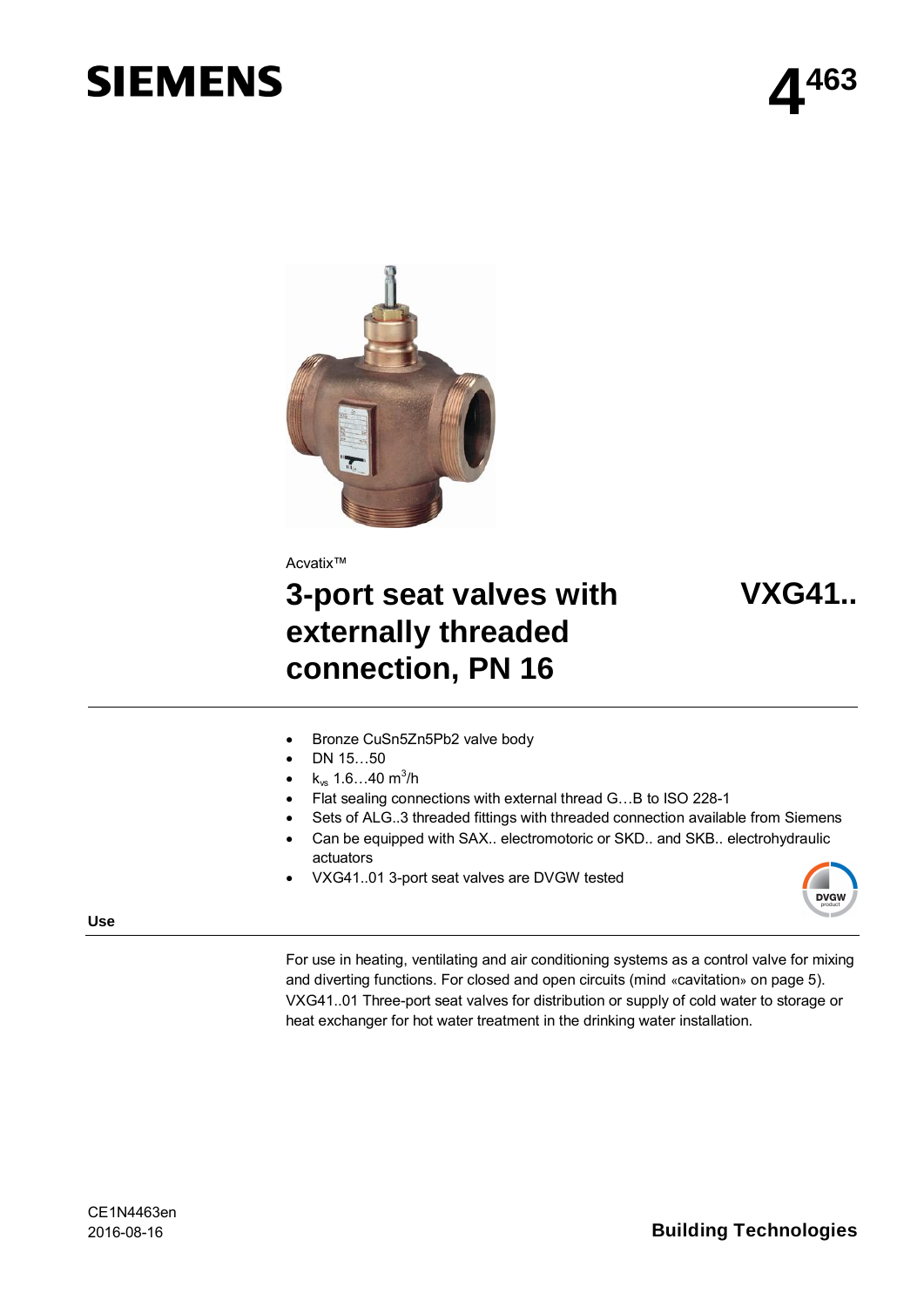SIEMENS

# 4463

Acvatix™

# 3-port seat valves with externally threaded connection, PN 16

# VXG41..

- Bronze CuSn5Zn5Pb2 valve body
- DN 15…50
- $k_{vs}$ 1.6…40 $m^3/h$
- Flat sealing connections with external thread G…B to ISO 228-1
- Sets of ALG..3 threaded fittings with threaded connection available from Siemens
- Can be equipped with SAX.. electromotoric or SKD.. and SKB.. electrohydraulic actuators
- VXG41..01 3-port seat valves are DVGW tested

## Use

For use in heating, ventilating and air conditioning systems as a control valve for mixing and diverting functions. For closed and open circuits (mind «cavitation» on page 5).
VXG41..01 Three-port seat valves for distribution or supply of cold water to storage or heat exchanger for hot water treatment in the drinking water installation.

CE1N4463en
2016-08-16

Building Technologies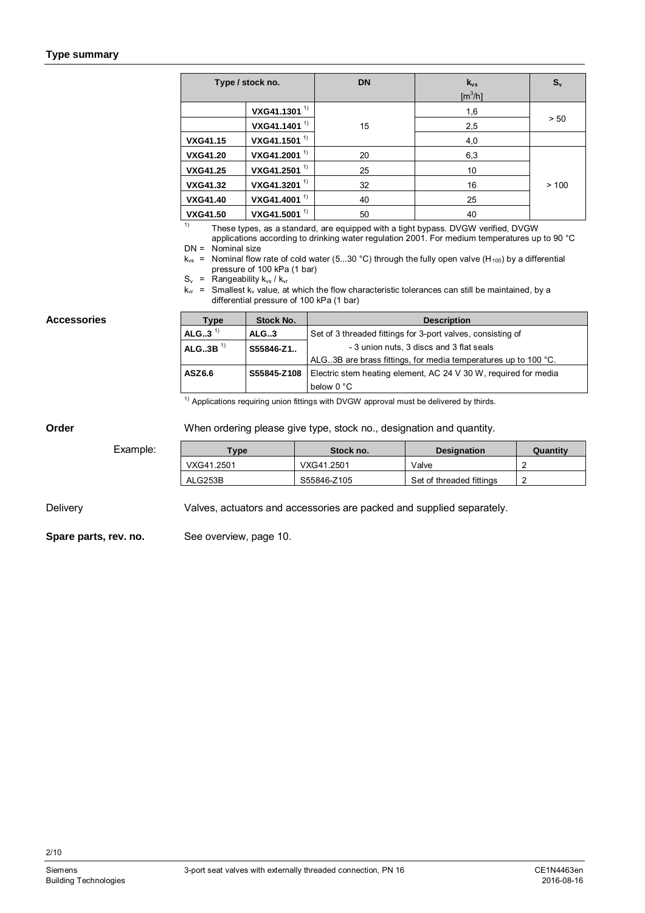## Type summary

| Type / stock no. | | DN | $k_{vs}$ [m³/h] | $S_v$ |
|---|---|---|---|---|
| | VXG41.1301 [1] | 15 | 1,6 | > 50 |
| | VXG41.1401 [1] | | 2,5 | |
| **VXG41.15** | VXG41.1501 [1] | | 4,0 | |
| **VXG41.20** | VXG41.2001 [1] | 20 | 6,3 | > 100 |
| **VXG41.25** | VXG41.2501 [1] | 25 | 10 | |
| **VXG41.32** | VXG41.3201 [1] | 32 | 16 | |
| **VXG41.40** | VXG41.4001 [1] | 40 | 25 | |
| **VXG41.50** | VXG41.5001 [1] | 50 | 40 | |

[1] These types, as a standard, are equipped with a tight bypass. DVGW verified, DVGW applications according to drinking water regulation 2001. For medium temperatures up to 90 °C

DN = Nominal size

$k_{vs}$ = Nominal flow rate of cold water (5...30 °C) through the fully open valve ($H_{100}$) by a differential pressure of 100 kPa (1 bar)

$S_v$ = Rangeability $k_{vs}$ / $k_{vr}$

$k_{vr}$ = Smallest $k_v$ value, at which the flow characteristic tolerances can still be maintained, by a differential pressure of 100 kPa (1 bar)

## Accessories

| Type | Stock No. | Description |
|---|---|---|
| **ALG..3** [1] | **ALG..3** | Set of 3 threaded fittings for 3-port valves, consisting of |
| **ALG..3B** [1] | **S55846-Z1..** | - 3 union nuts, 3 discs and 3 flat seals<br>ALG..3B are brass fittings, for media temperatures up to 100 °C. |
| **ASZ6.6** | **S55845-Z108** | Electric stem heating element, AC 24 V 30 W, required for media below 0 °C |

[1] Applications requiring union fittings with DVGW approval must be delivered by thirds.

## Order

When ordering please give type, stock no., designation and quantity.

Example:

| Type | Stock no. | Designation | Quantity |
|---|---|---|---|
| VXG41.2501 | VXG41.2501 | Valve | 2 |
| ALG253B | S55846-Z105 | Set of threaded fittings | 2 |

Delivery

Valves, actuators and accessories are packed and supplied separately.

**Spare parts, rev. no.**

See overview, page 10.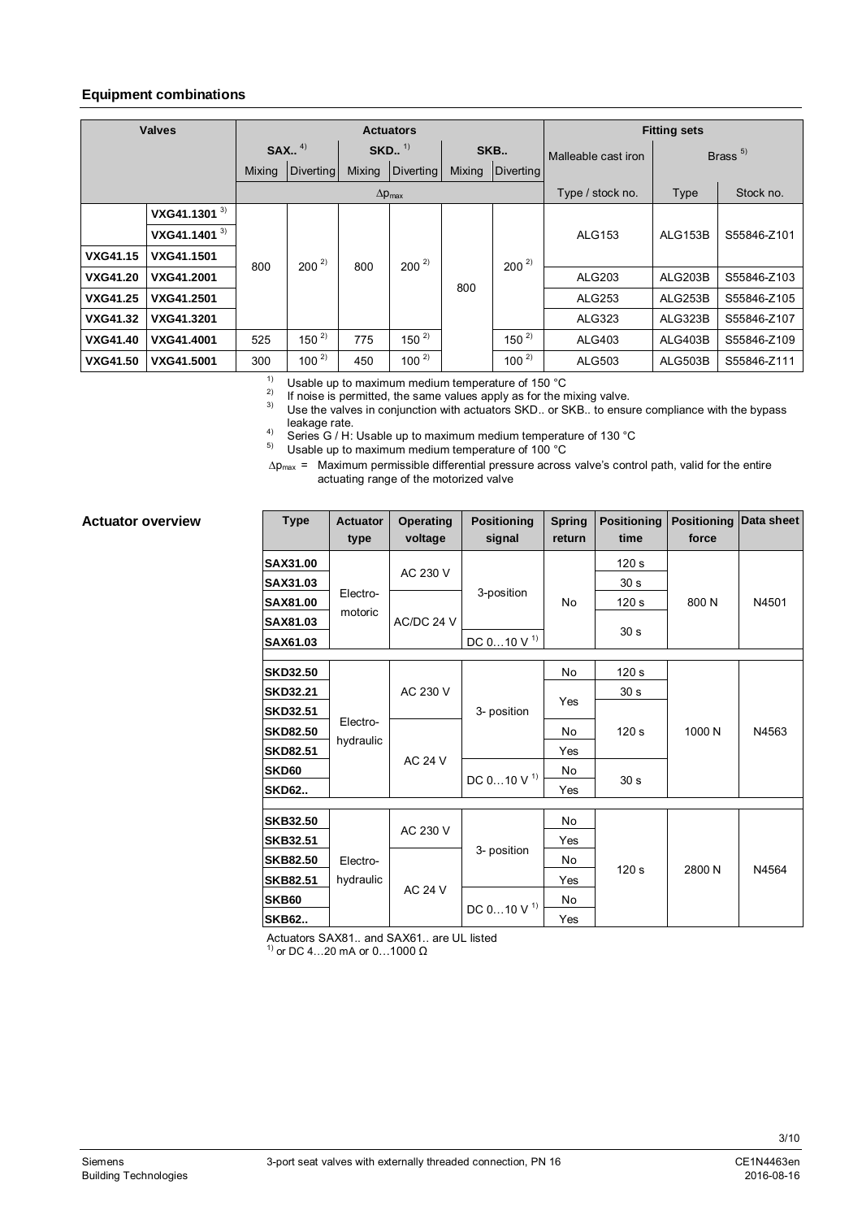### Equipment combinations

| Valves | | Actuators | | | | | | Fitting sets | | |
|---|---|---|---|---|---|---|---|---|---|---|
| | | SAX.. [4] | | SKD.. [1] | | SKB.. | | Malleable cast iron | Brass [5] | |
| | | Mixing | Diverting | Mixing | Diverting | Mixing | Diverting | | | |
| | | $\Delta p_{max}$ | | | | | | Type / stock no. | Type | Stock no. |
| | VXG41.1301 [3] | 800 | 200 [2] | 800 | 200 [2] | 800 | 200 [2] | ALG153 | ALG153B | S55846-Z101 |
| | VXG41.1401 [3] | 800 | 200 [2] | 800 | 200 [2] | 800 | 200 [2] | ALG153 | ALG153B | S55846-Z101 |
| VXG41.15 | VXG41.1501 | 800 | 200 [2] | 800 | 200 [2] | 800 | 200 [2] | ALG153 | ALG153B | S55846-Z101 |
| VXG41.20 | VXG41.2001 | 800 | 200 [2] | 800 | 200 [2] | 800 | 200 [2] | ALG203 | ALG203B | S55846-Z103 |
| VXG41.25 | VXG41.2501 | 800 | 200 [2] | 800 | 200 [2] | 800 | 200 [2] | ALG253 | ALG253B | S55846-Z105 |
| VXG41.32 | VXG41.3201 | 800 | 200 [2] | 800 | 200 [2] | 800 | 200 [2] | ALG323 | ALG323B | S55846-Z107 |
| VXG41.40 | VXG41.4001 | 525 | 150 [2] | 775 | 150 [2] | 800 | 150 [2] | ALG403 | ALG403B | S55846-Z109 |
| VXG41.50 | VXG41.5001 | 300 | 100 [2] | 450 | 100 [2] | 800 | 100 [2] | ALG503 | ALG503B | S55846-Z111 |

[1] Usable up to maximum medium temperature of 150 °C
[2] If noise is permitted, the same values apply as for the mixing valve.
[3] Use the valves in conjunction with actuators SKD.. or SKB.. to ensure compliance with the bypass leakage rate.
[4] Series G / H: Usable up to maximum medium temperature of 130 °C
[5] Usable up to maximum medium temperature of 100 °C

$\Delta p_{max}$ = Maximum permissible differential pressure across valve's control path, valid for the entire actuating range of the motorized valve

### Actuator overview

| Type | Actuator type | Operating voltage | Positioning signal | Spring return | Positioning time | Positioning force | Data sheet |
|---|---|---|---|---|---|---|---|
| **SAX31.00** | Electro-motoric | AC 230 V | 3-position | No | 120 s | 800 N | N4501 |
| **SAX31.03** | Electro-motoric | AC 230 V | 3-position | No | 30 s | 800 N | N4501 |
| **SAX81.00** | Electro-motoric | AC/DC 24 V | 3-position | No | 120 s | 800 N | N4501 |
| **SAX81.03** | Electro-motoric | AC/DC 24 V | 3-position | No | 30 s | 800 N | N4501 |
| **SAX61.03** | Electro-motoric | AC/DC 24 V | DC 0…10 V [1] | No | 30 s | 800 N | N4501 |
| **SKD32.50** | Electro-hydraulic | AC 230 V | 3- position | No | 120 s | 1000 N | N4563 |
| **SKD32.21** | Electro-hydraulic | AC 230 V | 3- position | Yes | 30 s | 1000 N | N4563 |
| **SKD32.51** | Electro-hydraulic | AC 230 V | 3- position | Yes | 120 s | 1000 N | N4563 |
| **SKD82.50** | Electro-hydraulic | AC 24 V | 3- position | No | 120 s | 1000 N | N4563 |
| **SKD82.51** | Electro-hydraulic | AC 24 V | 3- position | Yes | 120 s | 1000 N | N4563 |
| **SKD60** | Electro-hydraulic | AC 24 V | DC 0…10 V [1] | No | 30 s | 1000 N | N4563 |
| **SKD62..** | Electro-hydraulic | AC 24 V | DC 0…10 V [1] | Yes | 30 s | 1000 N | N4563 |
| **SKB32.50** | Electro-hydraulic | AC 230 V | 3- position | No | 120 s | 2800 N | N4564 |
| **SKB32.51** | Electro-hydraulic | AC 230 V | 3- position | Yes | 120 s | 2800 N | N4564 |
| **SKB82.50** | Electro-hydraulic | AC 24 V | 3- position | No | 120 s | 2800 N | N4564 |
| **SKB82.51** | Electro-hydraulic | AC 24 V | 3- position | Yes | 120 s | 2800 N | N4564 |
| **SKB60** | Electro-hydraulic | AC 24 V | DC 0…10 V [1] | No | 120 s | 2800 N | N4564 |
| **SKB62..** | Electro-hydraulic | AC 24 V | DC 0…10 V [1] | Yes | 120 s | 2800 N | N4564 |

Actuators SAX81.. and SAX61.. are UL listed
[1] or DC 4…20 mA or 0…1000 Ω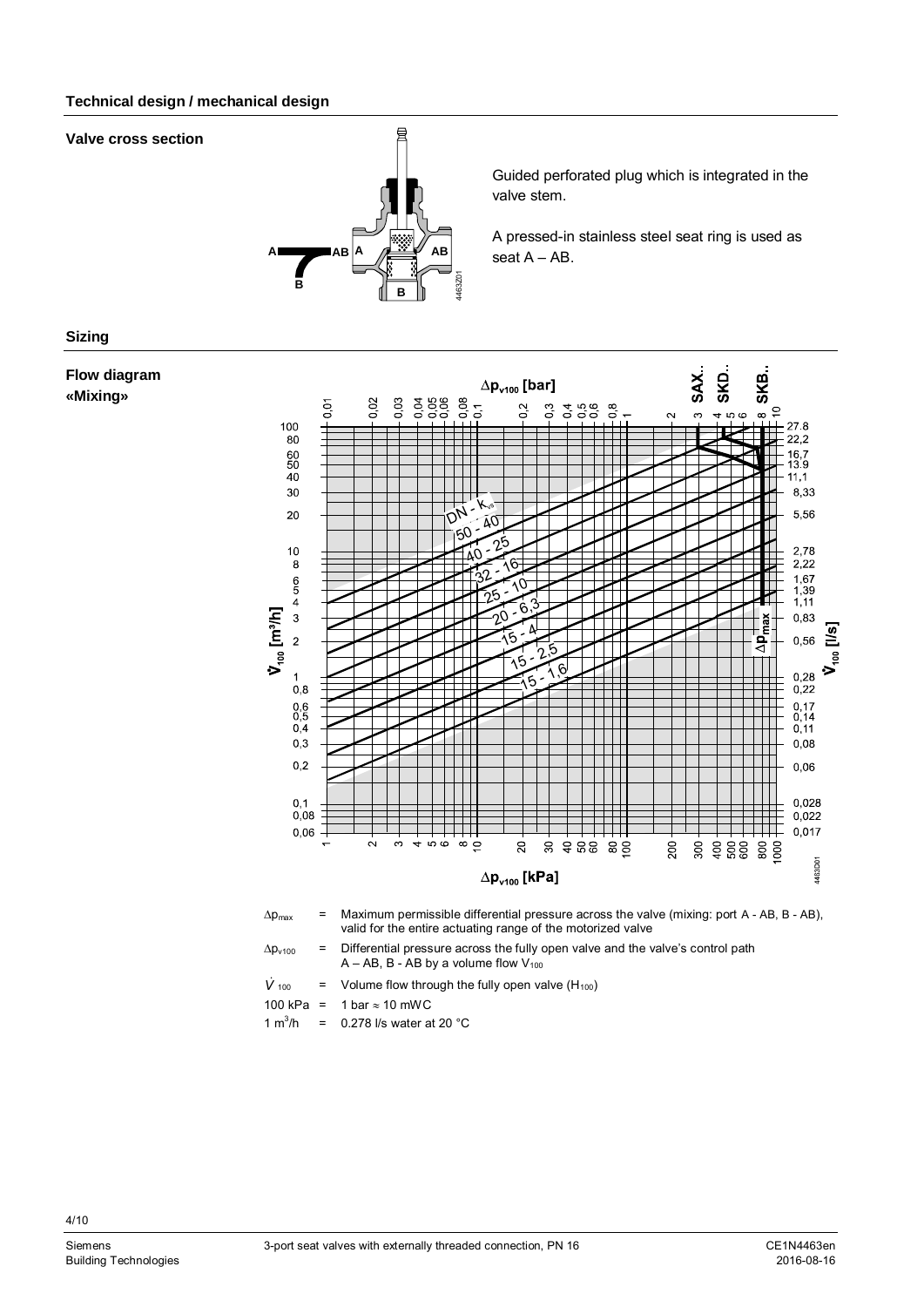## Technical design / mechanical design

**Valve cross section**

Guided perforated plug which is integrated in the valve stem.

A pressed-in stainless steel seat ring is used as seat A – AB.

## Sizing

**Flow diagram «Mixing»**

$\Delta p_{max}$ = Maximum permissible differential pressure across the valve (mixing: port A - AB, B - AB), valid for the entire actuating range of the motorized valve

$\Delta p_{v100}$ = Differential pressure across the fully open valve and the valve's control path A – AB, B - AB by a volume flow $V_{100}$

$\dot{V}_{100}$ = Volume flow through the fully open valve ($H_{100}$)

100 kPa = 1 bar ≈ 10 mWC

1 $m^3/h$ = 0.278 l/s water at 20 °C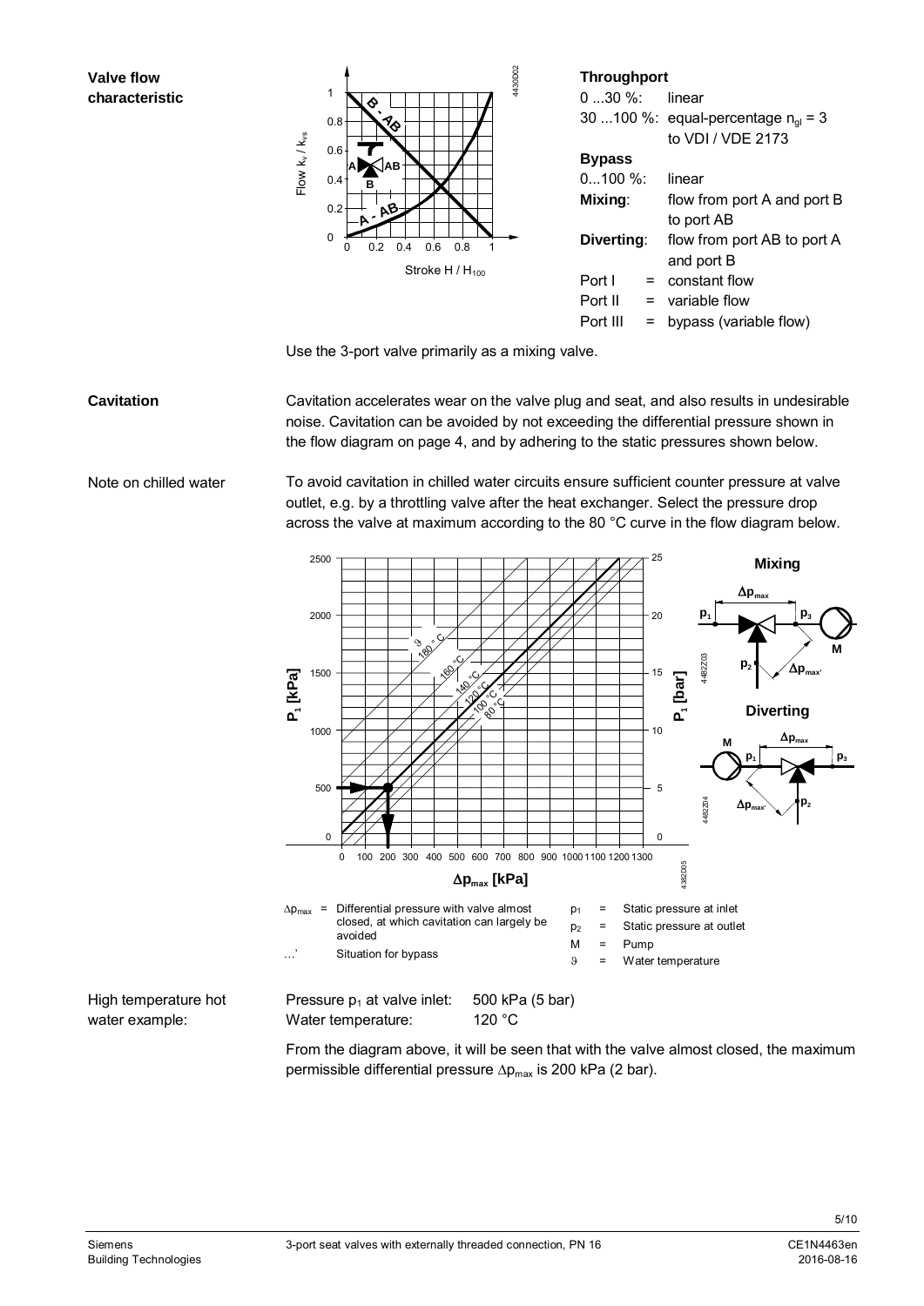**Valve flow characteristic**

**Throughport**

| | |
|---|---|
| 0 ...30 %: | linear |
| 30 ...100 %: | equal-percentage $n_{gl}$ = 3 to VDI / VDE 2173 |

**Bypass**

| | |
|---|---|
| 0...100 %: | linear |
| **Mixing**: | flow from port A and port B to port AB |
| **Diverting**: | flow from port AB to port A and port B |
| Port I = | constant flow |
| Port II = | variable flow |
| Port III = | bypass (variable flow) |

Use the 3-port valve primarily as a mixing valve.

**Cavitation**

Cavitation accelerates wear on the valve plug and seat, and also results in undesirable noise. Cavitation can be avoided by not exceeding the differential pressure shown in the flow diagram on page 4, and by adhering to the static pressures shown below.

Note on chilled water

To avoid cavitation in chilled water circuits ensure sufficient counter pressure at valve outlet, e.g. by a throttling valve after the heat exchanger. Select the pressure drop across the valve at maximum according to the 80 °C curve in the flow diagram below.

| | | | | | |
|---|---|---|---|---|---|
| $\Delta p_{max}$ | = | Differential pressure with valve almost closed, at which cavitation can largely be avoided | $p_1$ | = | Static pressure at inlet |
| | | | $p_2$ | = | Static pressure at outlet |
| …' | | Situation for bypass | M | = | Pump |
| | | | $\vartheta$ | = | Water temperature |

High temperature hot water example:

| | |
|---|---|
| Pressure $p_1$ at valve inlet: | 500 kPa (5 bar) |
| Water temperature: | 120 °C |

From the diagram above, it will be seen that with the valve almost closed, the maximum permissible differential pressure $\Delta p_{max}$ is 200 kPa (2 bar).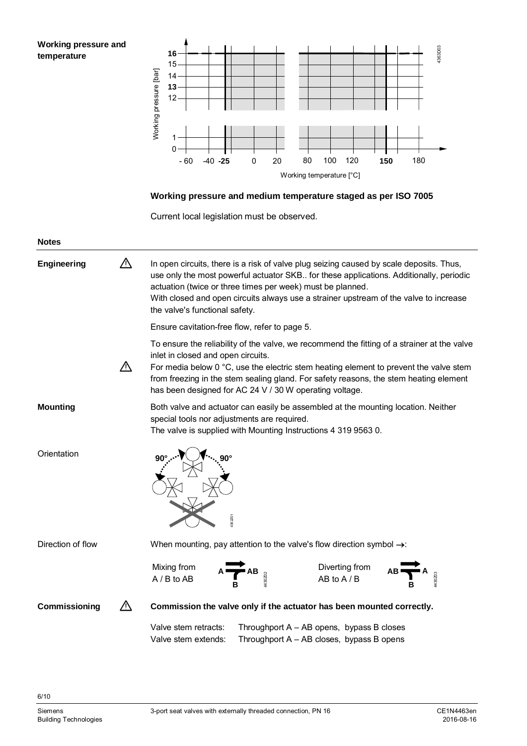**Working pressure and temperature**

**Working pressure and medium temperature staged as per ISO 7005**

Current local legislation must be observed.

## Notes

**Engineering**

⚠ In open circuits, there is a risk of valve plug seizing caused by scale deposits. Thus, use only the most powerful actuator SKB.. for these applications. Additionally, periodic actuation (twice or three times per week) must be planned.
With closed and open circuits always use a strainer upstream of the valve to increase the valve's functional safety.

Ensure cavitation-free flow, refer to page 5.

To ensure the reliability of the valve, we recommend the fitting of a strainer at the valve inlet in closed and open circuits.

⚠ For media below 0 °C, use the electric stem heating element to prevent the valve stem from freezing in the stem sealing gland. For safety reasons, the stem heating element has been designed for AC 24 V / 30 W operating voltage.

**Mounting**

Both valve and actuator can easily be assembled at the mounting location. Neither special tools nor adjustments are required.
The valve is supplied with Mounting Instructions 4 319 9563 0.

Orientation

Direction of flow

When mounting, pay attention to the valve's flow direction symbol →:

Mixing from A / B to AB

Diverting from AB to A / B

**Commissioning**

⚠ **Commission the valve only if the actuator has been mounted correctly.**

| | |
|---|---|
| Valve stem retracts: | Throughport A – AB opens, bypass B closes |
| Valve stem extends: | Throughport A – AB closes, bypass B opens |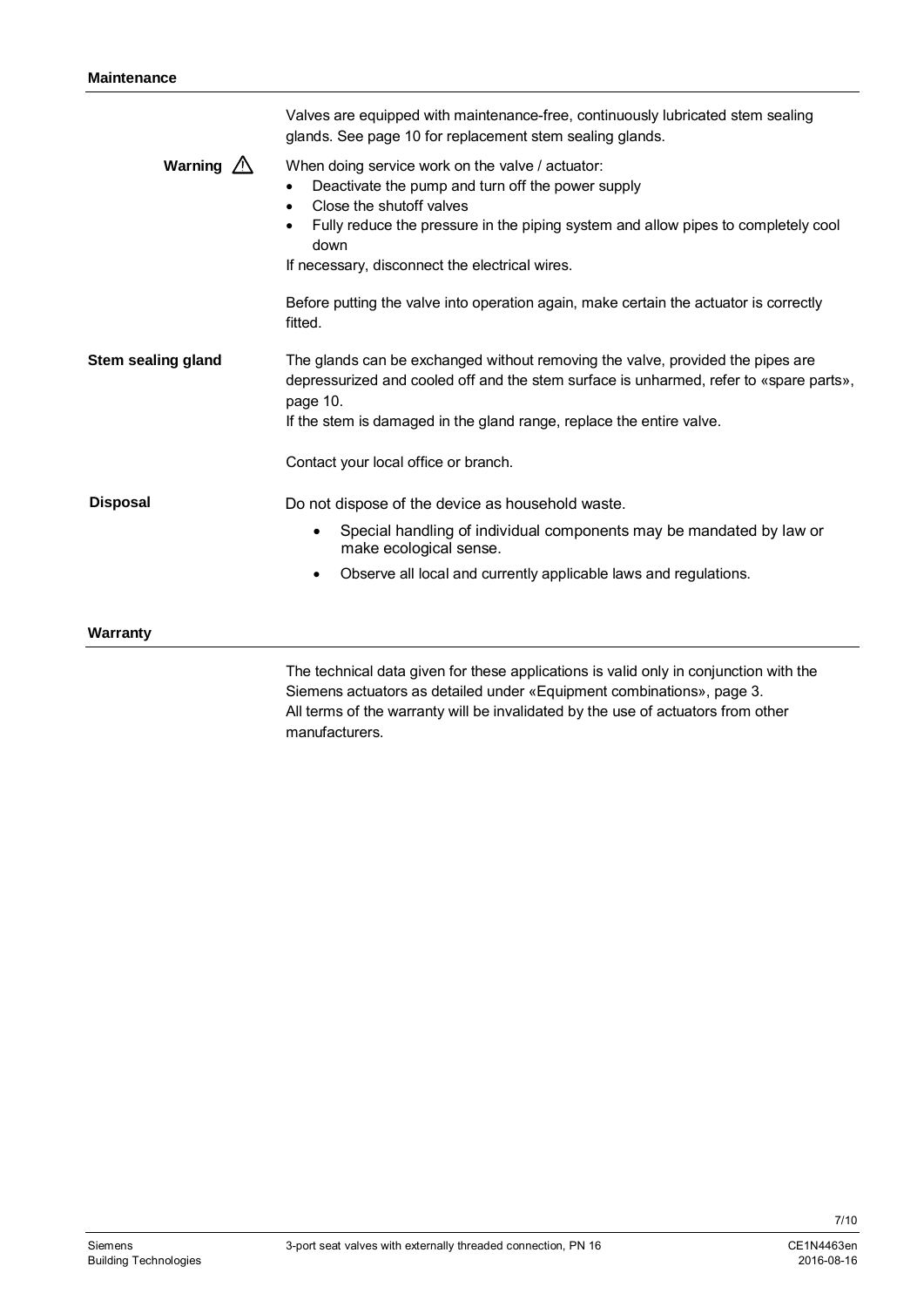## Maintenance

Valves are equipped with maintenance-free, continuously lubricated stem sealing glands. See page 10 for replacement stem sealing glands.

**Warning** ⚠

When doing service work on the valve / actuator:

- Deactivate the pump and turn off the power supply
- Close the shutoff valves
- Fully reduce the pressure in the piping system and allow pipes to completely cool down

If necessary, disconnect the electrical wires.

Before putting the valve into operation again, make certain the actuator is correctly fitted.

**Stem sealing gland**

The glands can be exchanged without removing the valve, provided the pipes are depressurized and cooled off and the stem surface is unharmed, refer to «spare parts», page 10.
If the stem is damaged in the gland range, replace the entire valve.

Contact your local office or branch.

**Disposal**

Do not dispose of the device as household waste.

- Special handling of individual components may be mandated by law or make ecological sense.
- Observe all local and currently applicable laws and regulations.

## Warranty

The technical data given for these applications is valid only in conjunction with the Siemens actuators as detailed under «Equipment combinations», page 3.
All terms of the warranty will be invalidated by the use of actuators from other manufacturers.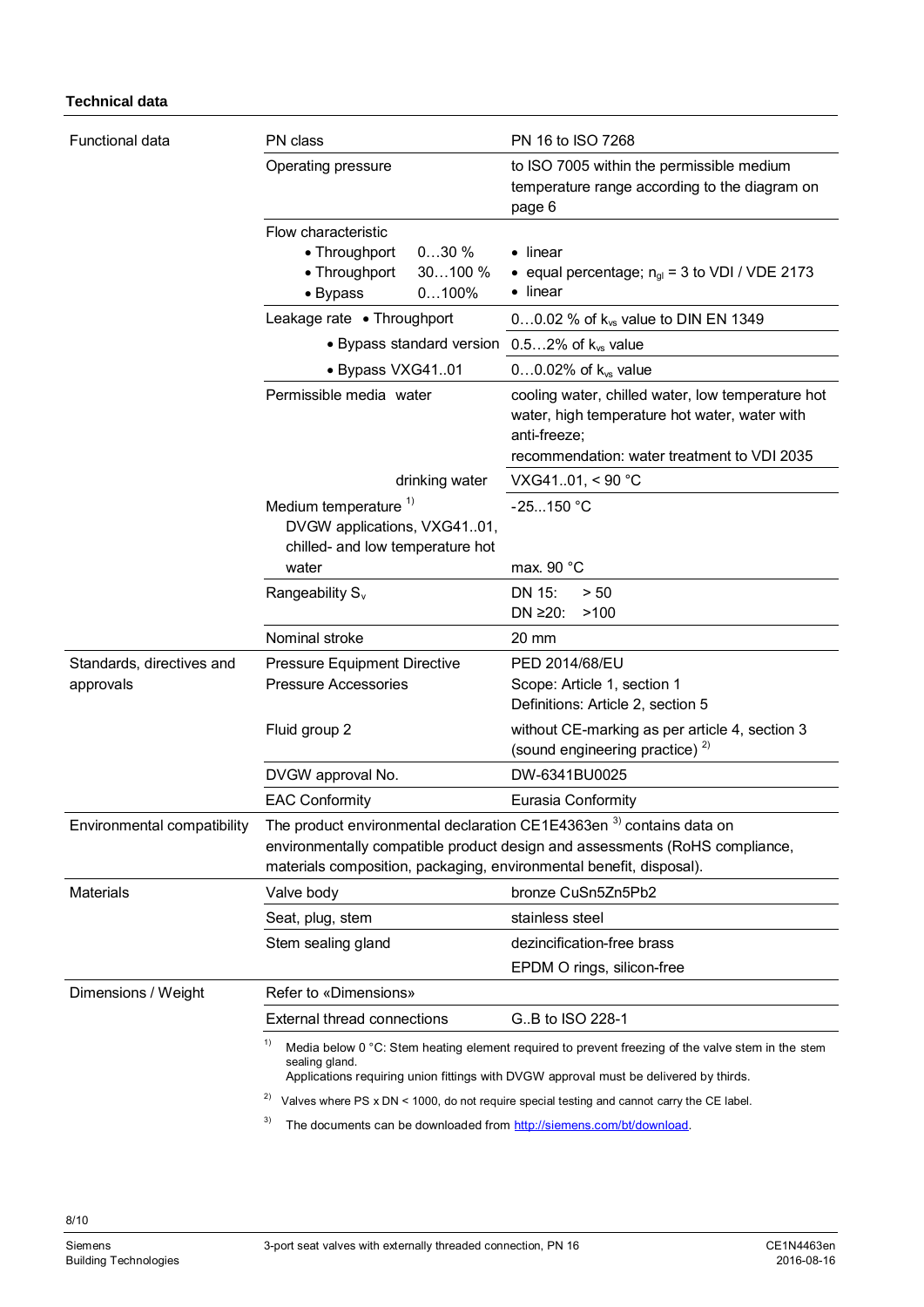#### Technical data

| | | |
|---|---|---|
| Functional data | PN class | PN 16 to ISO 7268 |
| | Operating pressure | to ISO 7005 within the permissible medium temperature range according to the diagram on page 6 |
| | Flow characteristic<br>• Throughport 0…30 %<br>• Throughport 30…100 %<br>• Bypass 0…100% | <br>• linear<br>• equal percentage; $n_{gl}$ = 3 to VDI / VDE 2173<br>• linear |
| | Leakage rate • Throughport | 0…0.02 % of $k_{vs}$ value to DIN EN 1349 |
| | • Bypass standard version | 0.5…2% of $k_{vs}$ value |
| | • Bypass VXG41..01 | 0…0.02% of $k_{vs}$ value |
| | Permissible media water | cooling water, chilled water, low temperature hot water, high temperature hot water, water with anti-freeze;<br>recommendation: water treatment to VDI 2035 |
| | drinking water | VXG41..01, < 90 °C |
| | Medium temperature [1]<br>DVGW applications, VXG41..01, chilled- and low temperature hot water | -25...150 °C<br><br>max. 90 °C |
| | Rangeability $S_v$ | DN 15: > 50<br>DN ≥20: >100 |
| | Nominal stroke | 20 mm |
| Standards, directives and approvals | Pressure Equipment Directive<br>Pressure Accessories | PED 2014/68/EU<br>Scope: Article 1, section 1<br>Definitions: Article 2, section 5 |
| | Fluid group 2 | without CE-marking as per article 4, section 3 (sound engineering practice) [2] |
| | DVGW approval No. | DW-6341BU0025 |
| | EAC Conformity | Eurasia Conformity |
| Environmental compatibility | The product environmental declaration CE1E4363en [3] contains data on environmentally compatible product design and assessments (RoHS compliance, materials composition, packaging, environmental benefit, disposal). | |
| Materials | Valve body | bronze CuSn5Zn5Pb2 |
| | Seat, plug, stem | stainless steel |
| | Stem sealing gland | dezincification-free brass<br>EPDM O rings, silicon-free |
| Dimensions / Weight | Refer to «Dimensions» | |
| | External thread connections | G..B to ISO 228-1 |

[1] Media below 0 °C: Stem heating element required to prevent freezing of the valve stem in the stem sealing gland.
Applications requiring union fittings with DVGW approval must be delivered by thirds.

[2] Valves where PS x DN < 1000, do not require special testing and cannot carry the CE label.

[3] The documents can be downloaded from http://siemens.com/bt/download.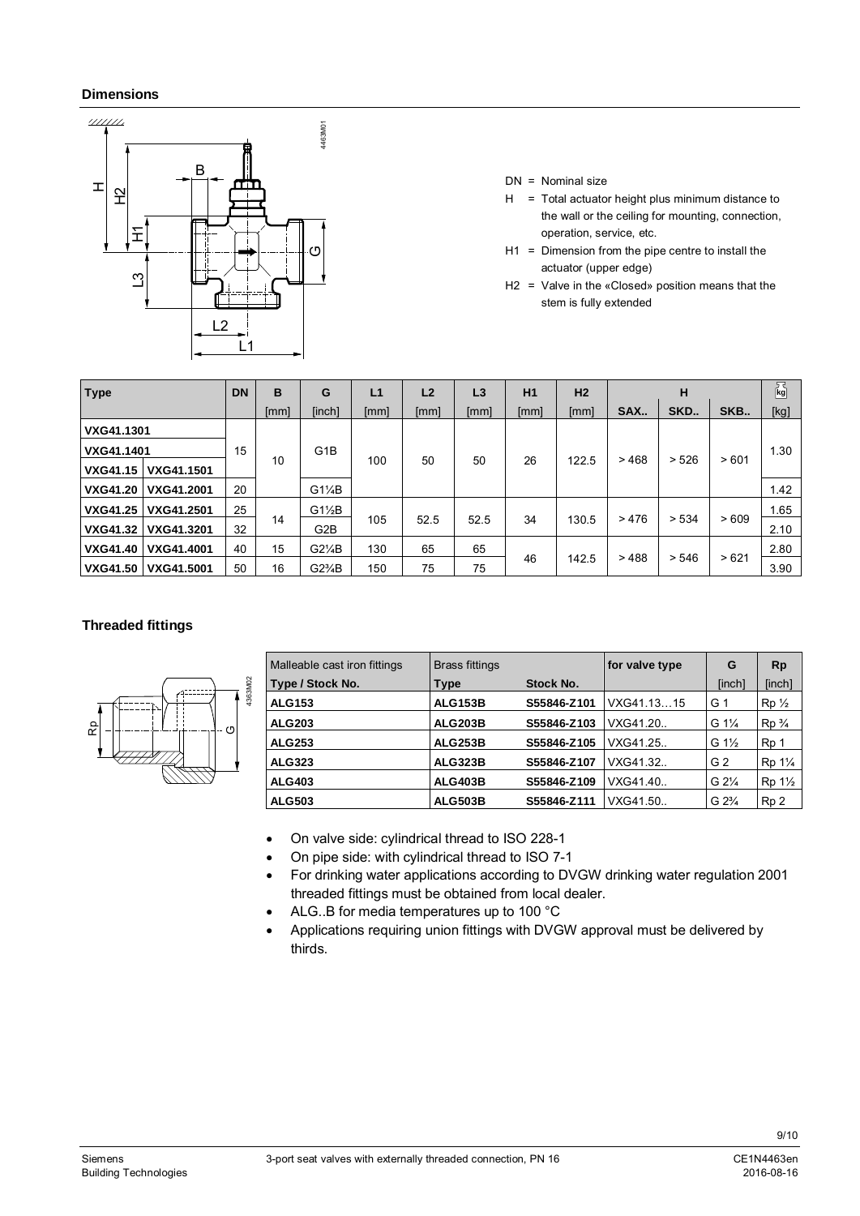### Dimensions

DN = Nominal size

H = Total actuator height plus minimum distance to the wall or the ceiling for mounting, connection, operation, service, etc.

H1 = Dimension from the pipe centre to install the actuator (upper edge)

H2 = Valve in the «Closed» position means that the stem is fully extended

| Type | | DN | B | G | L1 | L2 | L3 | H1 | H2 | H | | | kg |
|---|---|---|---|---|---|---|---|---|---|---|---|---|---|
| | | | [mm] | [inch] | [mm] | [mm] | [mm] | [mm] | [mm] | SAX.. | SKD.. | SKB.. | [kg] |
| VXG41.1301 | | 15 | 10 | G1B | 100 | 50 | 50 | 26 | 122.5 | > 468 | > 526 | > 601 | 1.30 |
| VXG41.1401 | | 15 | 10 | G1B | 100 | 50 | 50 | 26 | 122.5 | > 468 | > 526 | > 601 | 1.30 |
| VXG41.15 | VXG41.1501 | 15 | 10 | G1B | 100 | 50 | 50 | 26 | 122.5 | > 468 | > 526 | > 601 | 1.30 |
| VXG41.20 | VXG41.2001 | 20 | 10 | G1¼B | 100 | 50 | 50 | 26 | 122.5 | > 468 | > 526 | > 601 | 1.42 |
| VXG41.25 | VXG41.2501 | 25 | 14 | G1½B | 105 | 52.5 | 52.5 | 34 | 130.5 | > 476 | > 534 | > 609 | 1.65 |
| VXG41.32 | VXG41.3201 | 32 | 14 | G2B | 105 | 52.5 | 52.5 | 34 | 130.5 | > 476 | > 534 | > 609 | 2.10 |
| VXG41.40 | VXG41.4001 | 40 | 15 | G2¼B | 130 | 65 | 65 | 46 | 142.5 | > 488 | > 546 | > 621 | 2.80 |
| VXG41.50 | VXG41.5001 | 50 | 16 | G2¾B | 150 | 75 | 75 | 46 | 142.5 | > 488 | > 546 | > 621 | 3.90 |

### Threaded fittings

| Malleable cast iron fittings | Brass fittings | | for valve type | G | Rp |
|---|---|---|---|---|---|
| Type / Stock No. | Type | Stock No. | | [inch] | [inch] |
| ALG153 | ALG153B | S55846-Z101 | VXG41.13…15 | G 1 | Rp ½ |
| ALG203 | ALG203B | S55846-Z103 | VXG41.20.. | G 1¼ | Rp ¾ |
| ALG253 | ALG253B | S55846-Z105 | VXG41.25.. | G 1½ | Rp 1 |
| ALG323 | ALG323B | S55846-Z107 | VXG41.32.. | G 2 | Rp 1¼ |
| ALG403 | ALG403B | S55846-Z109 | VXG41.40.. | G 2¼ | Rp 1½ |
| ALG503 | ALG503B | S55846-Z111 | VXG41.50.. | G 2¾ | Rp 2 |

- On valve side: cylindrical thread to ISO 228-1
- On pipe side: with cylindrical thread to ISO 7-1
- For drinking water applications according to DVGW drinking water regulation 2001 threaded fittings must be obtained from local dealer.
- ALG..B for media temperatures up to 100 °C
- Applications requiring union fittings with DVGW approval must be delivered by thirds.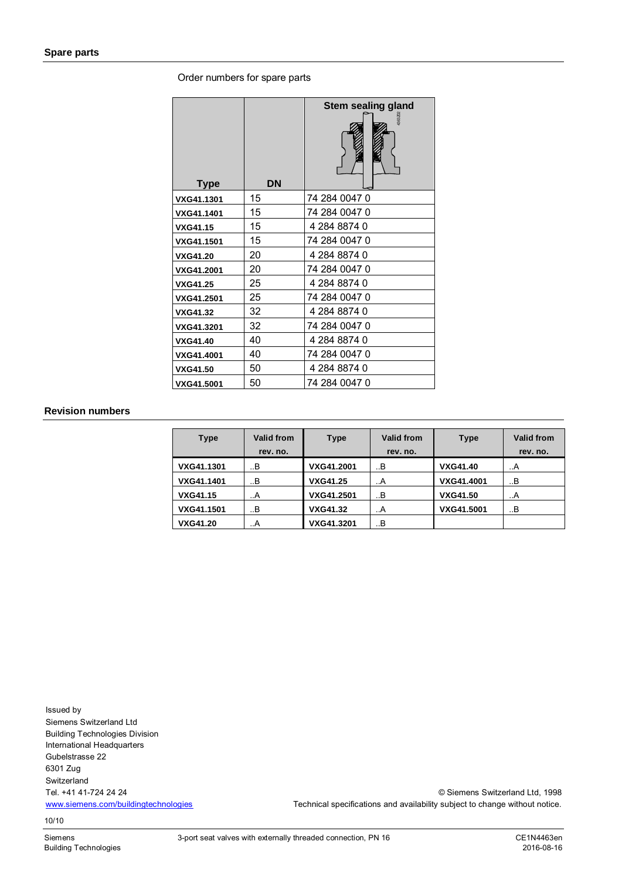## Spare parts

Order numbers for spare parts

| Type | DN | Stem sealing gland |
|---|---|---|
| VXG41.1301 | 15 | 74 284 0047 0 |
| VXG41.1401 | 15 | 74 284 0047 0 |
| VXG41.15 | 15 | 4 284 8874 0 |
| VXG41.1501 | 15 | 74 284 0047 0 |
| VXG41.20 | 20 | 4 284 8874 0 |
| VXG41.2001 | 20 | 74 284 0047 0 |
| VXG41.25 | 25 | 4 284 8874 0 |
| VXG41.2501 | 25 | 74 284 0047 0 |
| VXG41.32 | 32 | 4 284 8874 0 |
| VXG41.3201 | 32 | 74 284 0047 0 |
| VXG41.40 | 40 | 4 284 8874 0 |
| VXG41.4001 | 40 | 74 284 0047 0 |
| VXG41.50 | 50 | 4 284 8874 0 |
| VXG41.5001 | 50 | 74 284 0047 0 |

## Revision numbers

| Type | Valid from rev. no. | Type | Valid from rev. no. | Type | Valid from rev. no. |
|---|---|---|---|---|---|
| VXG41.1301 | ..B | VXG41.2001 | ..B | VXG41.40 | ..A |
| VXG41.1401 | ..B | VXG41.25 | ..A | VXG41.4001 | ..B |
| VXG41.15 | ..A | VXG41.2501 | ..B | VXG41.50 | ..A |
| VXG41.1501 | ..B | VXG41.32 | ..A | VXG41.5001 | ..B |
| VXG41.20 | ..A | VXG41.3201 | ..B | | |

Issued by
Siemens Switzerland Ltd
Building Technologies Division
International Headquarters
Gubelstrasse 22
6301 Zug
Switzerland
Tel. +41 41-724 24 24
www.siemens.com/buildingtechnologies

© Siemens Switzerland Ltd, 1998
Technical specifications and availability subject to change without notice.